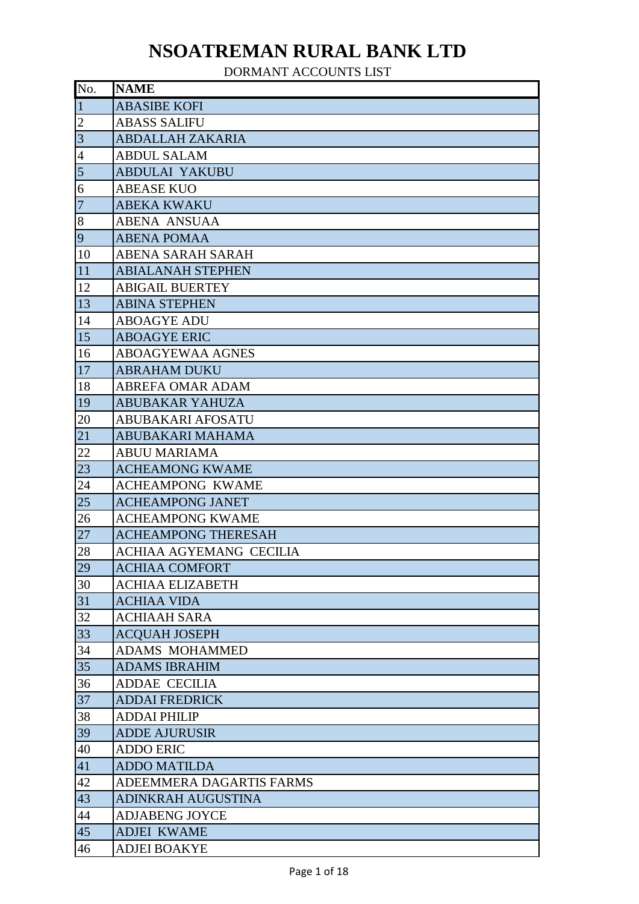# NSOATREMAN RURAL BANK LTD

DORMANT ACCOUNTS LIST

| No. | NAME |
|---|---|
| 1 | ABASIBE KOFI |
| 2 | ABASS SALIFU |
| 3 | ABDALLAH ZAKARIA |
| 4 | ABDUL SALAM |
| 5 | ABDULAI YAKUBU |
| 6 | ABEASE KUO |
| 7 | ABEKA KWAKU |
| 8 | ABENA ANSUAA |
| 9 | ABENA POMAA |
| 10 | ABENA SARAH SARAH |
| 11 | ABIALANAH STEPHEN |
| 12 | ABIGAIL BUERTEY |
| 13 | ABINA STEPHEN |
| 14 | ABOAGYE ADU |
| 15 | ABOAGYE ERIC |
| 16 | ABOAGYEWAA AGNES |
| 17 | ABRAHAM DUKU |
| 18 | ABREFA OMAR ADAM |
| 19 | ABUBAKAR YAHUZA |
| 20 | ABUBAKARI AFOSATU |
| 21 | ABUBAKARI MAHAMA |
| 22 | ABUU MARIAMA |
| 23 | ACHEAMONG KWAME |
| 24 | ACHEAMPONG KWAME |
| 25 | ACHEAMPONG JANET |
| 26 | ACHEAMPONG KWAME |
| 27 | ACHEAMPONG THERESAH |
| 28 | ACHIAA AGYEMANG CECILIA |
| 29 | ACHIAA COMFORT |
| 30 | ACHIAA ELIZABETH |
| 31 | ACHIAA VIDA |
| 32 | ACHIAAH SARA |
| 33 | ACQUAH JOSEPH |
| 34 | ADAMS MOHAMMED |
| 35 | ADAMS IBRAHIM |
| 36 | ADDAE CECILIA |
| 37 | ADDAI FREDRICK |
| 38 | ADDAI PHILIP |
| 39 | ADDE AJURUSIR |
| 40 | ADDO ERIC |
| 41 | ADDO MATILDA |
| 42 | ADEEMMERA DAGARTIS FARMS |
| 43 | ADINKRAH AUGUSTINA |
| 44 | ADJABENG JOYCE |
| 45 | ADJEI KWAME |
| 46 | ADJEI BOAKYE |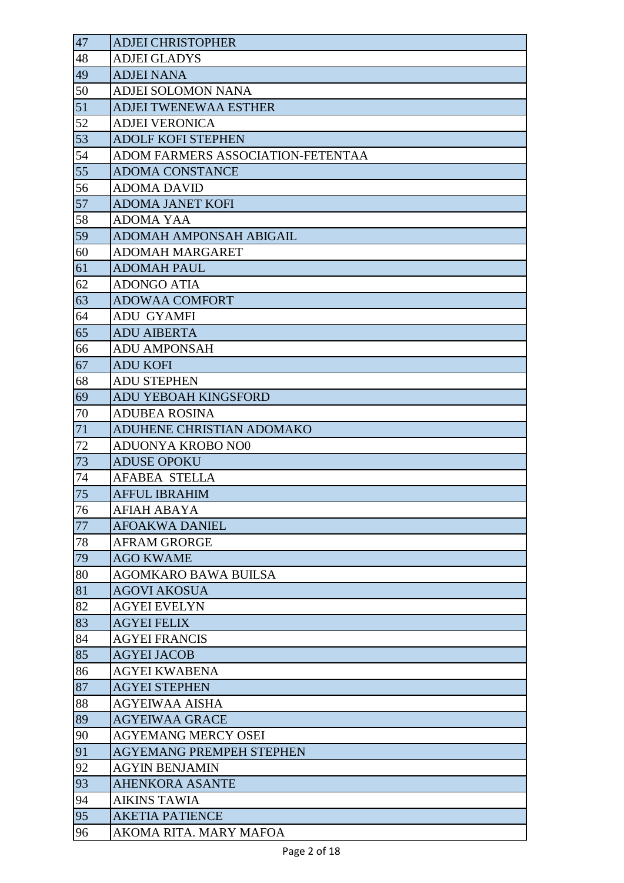| | |
|---|---|
| 47 | ADJEI CHRISTOPHER |
| 48 | ADJEI GLADYS |
| 49 | ADJEI NANA |
| 50 | ADJEI SOLOMON NANA |
| 51 | ADJEI TWENEWAA ESTHER |
| 52 | ADJEI VERONICA |
| 53 | ADOLF KOFI STEPHEN |
| 54 | ADOM FARMERS ASSOCIATION-FETENTAA |
| 55 | ADOMA CONSTANCE |
| 56 | ADOMA DAVID |
| 57 | ADOMA JANET KOFI |
| 58 | ADOMA YAA |
| 59 | ADOMAH AMPONSAH ABIGAIL |
| 60 | ADOMAH MARGARET |
| 61 | ADOMAH PAUL |
| 62 | ADONGO ATIA |
| 63 | ADOWAA COMFORT |
| 64 | ADU GYAMFI |
| 65 | ADU AIBERTA |
| 66 | ADU AMPONSAH |
| 67 | ADU KOFI |
| 68 | ADU STEPHEN |
| 69 | ADU YEBOAH KINGSFORD |
| 70 | ADUBEA ROSINA |
| 71 | ADUHENE CHRISTIAN ADOMAKO |
| 72 | ADUONYA KROBO NO0 |
| 73 | ADUSE OPOKU |
| 74 | AFABEA STELLA |
| 75 | AFFUL IBRAHIM |
| 76 | AFIAH ABAYA |
| 77 | AFOAKWA DANIEL |
| 78 | AFRAM GRORGE |
| 79 | AGO KWAME |
| 80 | AGOMKARO BAWA BUILSA |
| 81 | AGOVI AKOSUA |
| 82 | AGYEI EVELYN |
| 83 | AGYEI FELIX |
| 84 | AGYEI FRANCIS |
| 85 | AGYEI JACOB |
| 86 | AGYEI KWABENA |
| 87 | AGYEI STEPHEN |
| 88 | AGYEIWAA AISHA |
| 89 | AGYEIWAA GRACE |
| 90 | AGYEMANG MERCY OSEI |
| 91 | AGYEMANG PREMPEH STEPHEN |
| 92 | AGYIN BENJAMIN |
| 93 | AHENKORA ASANTE |
| 94 | AIKINS TAWIA |
| 95 | AKETIA PATIENCE |
| 96 | AKOMA RITA. MARY MAFOA |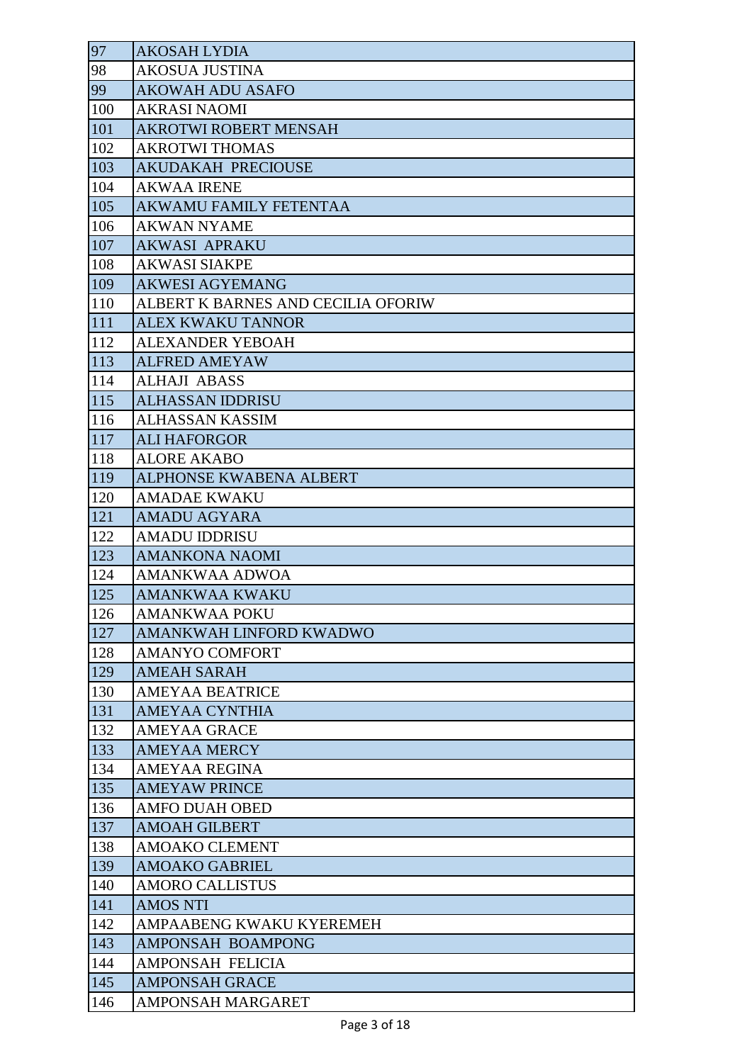| | |
|---|---|
| 97 | AKOSAH LYDIA |
| 98 | AKOSUA JUSTINA |
| 99 | AKOWAH ADU ASAFO |
| 100 | AKRASI NAOMI |
| 101 | AKROTWI ROBERT MENSAH |
| 102 | AKROTWI THOMAS |
| 103 | AKUDAKAH PRECIOUSE |
| 104 | AKWAA IRENE |
| 105 | AKWAMU FAMILY FETENTAA |
| 106 | AKWAN NYAME |
| 107 | AKWASI APRAKU |
| 108 | AKWASI SIAKPE |
| 109 | AKWESI AGYEMANG |
| 110 | ALBERT K BARNES AND CECILIA OFORIW |
| 111 | ALEX KWAKU TANNOR |
| 112 | ALEXANDER YEBOAH |
| 113 | ALFRED AMEYAW |
| 114 | ALHAJI ABASS |
| 115 | ALHASSAN IDDRISU |
| 116 | ALHASSAN KASSIM |
| 117 | ALI HAFORGOR |
| 118 | ALORE AKABO |
| 119 | ALPHONSE KWABENA ALBERT |
| 120 | AMADAE KWAKU |
| 121 | AMADU AGYARA |
| 122 | AMADU IDDRISU |
| 123 | AMANKONA NAOMI |
| 124 | AMANKWAA ADWOA |
| 125 | AMANKWAA KWAKU |
| 126 | AMANKWAA POKU |
| 127 | AMANKWAH LINFORD KWADWO |
| 128 | AMANYO COMFORT |
| 129 | AMEAH SARAH |
| 130 | AMEYAA BEATRICE |
| 131 | AMEYAA CYNTHIA |
| 132 | AMEYAA GRACE |
| 133 | AMEYAA MERCY |
| 134 | AMEYAA REGINA |
| 135 | AMEYAW PRINCE |
| 136 | AMFO DUAH OBED |
| 137 | AMOAH GILBERT |
| 138 | AMOAKO CLEMENT |
| 139 | AMOAKO GABRIEL |
| 140 | AMORO CALLISTUS |
| 141 | AMOS NTI |
| 142 | AMPAABENG KWAKU KYEREMEH |
| 143 | AMPONSAH BOAMPONG |
| 144 | AMPONSAH FELICIA |
| 145 | AMPONSAH GRACE |
| 146 | AMPONSAH MARGARET |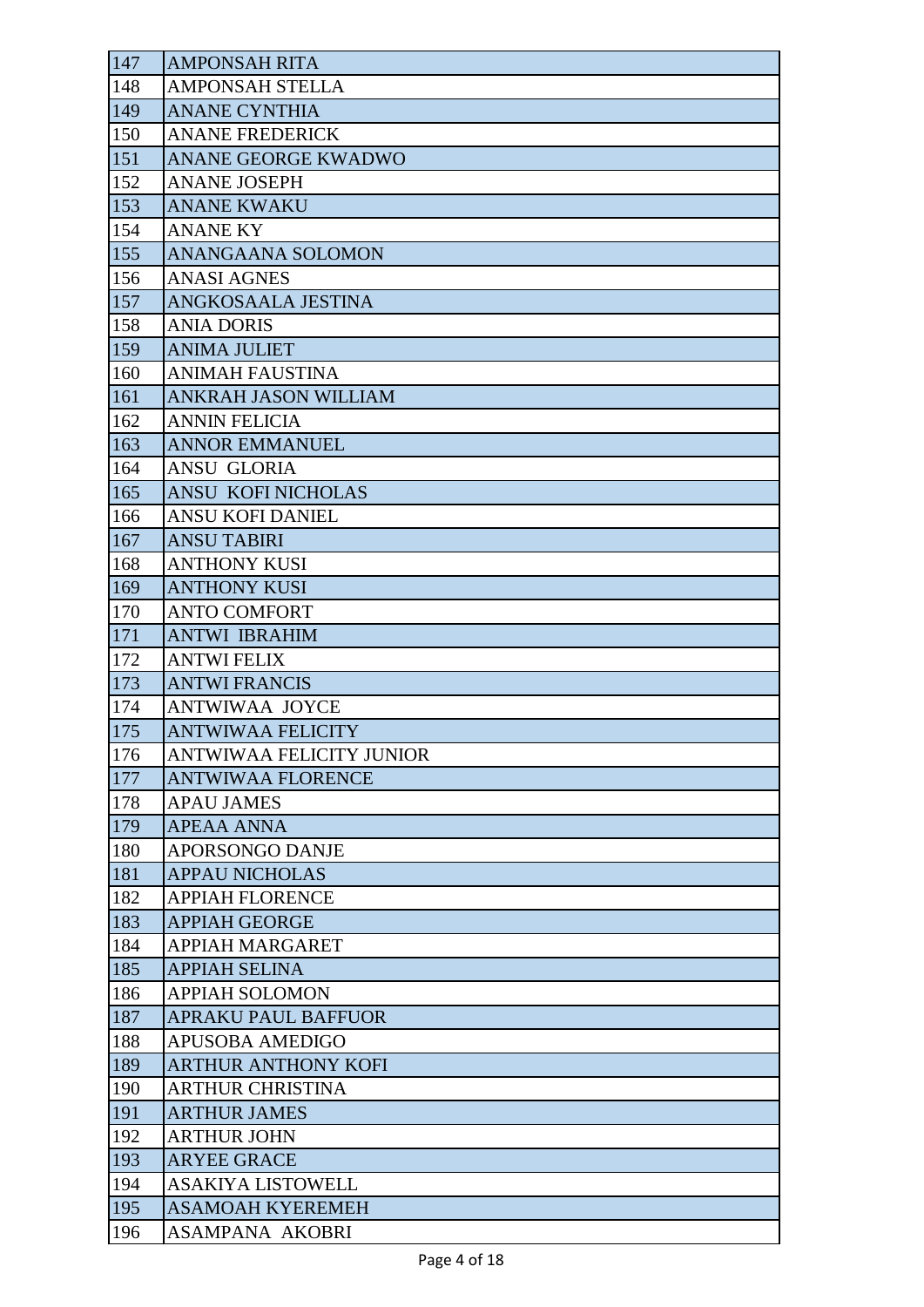| | |
|---|---|
| 147 | AMPONSAH RITA |
| 148 | AMPONSAH STELLA |
| 149 | ANANE CYNTHIA |
| 150 | ANANE FREDERICK |
| 151 | ANANE GEORGE KWADWO |
| 152 | ANANE JOSEPH |
| 153 | ANANE KWAKU |
| 154 | ANANE KY |
| 155 | ANANGAANA SOLOMON |
| 156 | ANASI AGNES |
| 157 | ANGKOSAALA JESTINA |
| 158 | ANIA DORIS |
| 159 | ANIMA JULIET |
| 160 | ANIMAH FAUSTINA |
| 161 | ANKRAH JASON WILLIAM |
| 162 | ANNIN FELICIA |
| 163 | ANNOR EMMANUEL |
| 164 | ANSU GLORIA |
| 165 | ANSU KOFI NICHOLAS |
| 166 | ANSU KOFI DANIEL |
| 167 | ANSU TABIRI |
| 168 | ANTHONY KUSI |
| 169 | ANTHONY KUSI |
| 170 | ANTO COMFORT |
| 171 | ANTWI IBRAHIM |
| 172 | ANTWI FELIX |
| 173 | ANTWI FRANCIS |
| 174 | ANTWIWAA JOYCE |
| 175 | ANTWIWAA FELICITY |
| 176 | ANTWIWAA FELICITY JUNIOR |
| 177 | ANTWIWAA FLORENCE |
| 178 | APAU JAMES |
| 179 | APEAA ANNA |
| 180 | APORSONGO DANJE |
| 181 | APPAU NICHOLAS |
| 182 | APPIAH FLORENCE |
| 183 | APPIAH GEORGE |
| 184 | APPIAH MARGARET |
| 185 | APPIAH SELINA |
| 186 | APPIAH SOLOMON |
| 187 | APRAKU PAUL BAFFUOR |
| 188 | APUSOBA AMEDIGO |
| 189 | ARTHUR ANTHONY KOFI |
| 190 | ARTHUR CHRISTINA |
| 191 | ARTHUR JAMES |
| 192 | ARTHUR JOHN |
| 193 | ARYEE GRACE |
| 194 | ASAKIYA LISTOWELL |
| 195 | ASAMOAH KYEREMEH |
| 196 | ASAMPANA AKOBRI |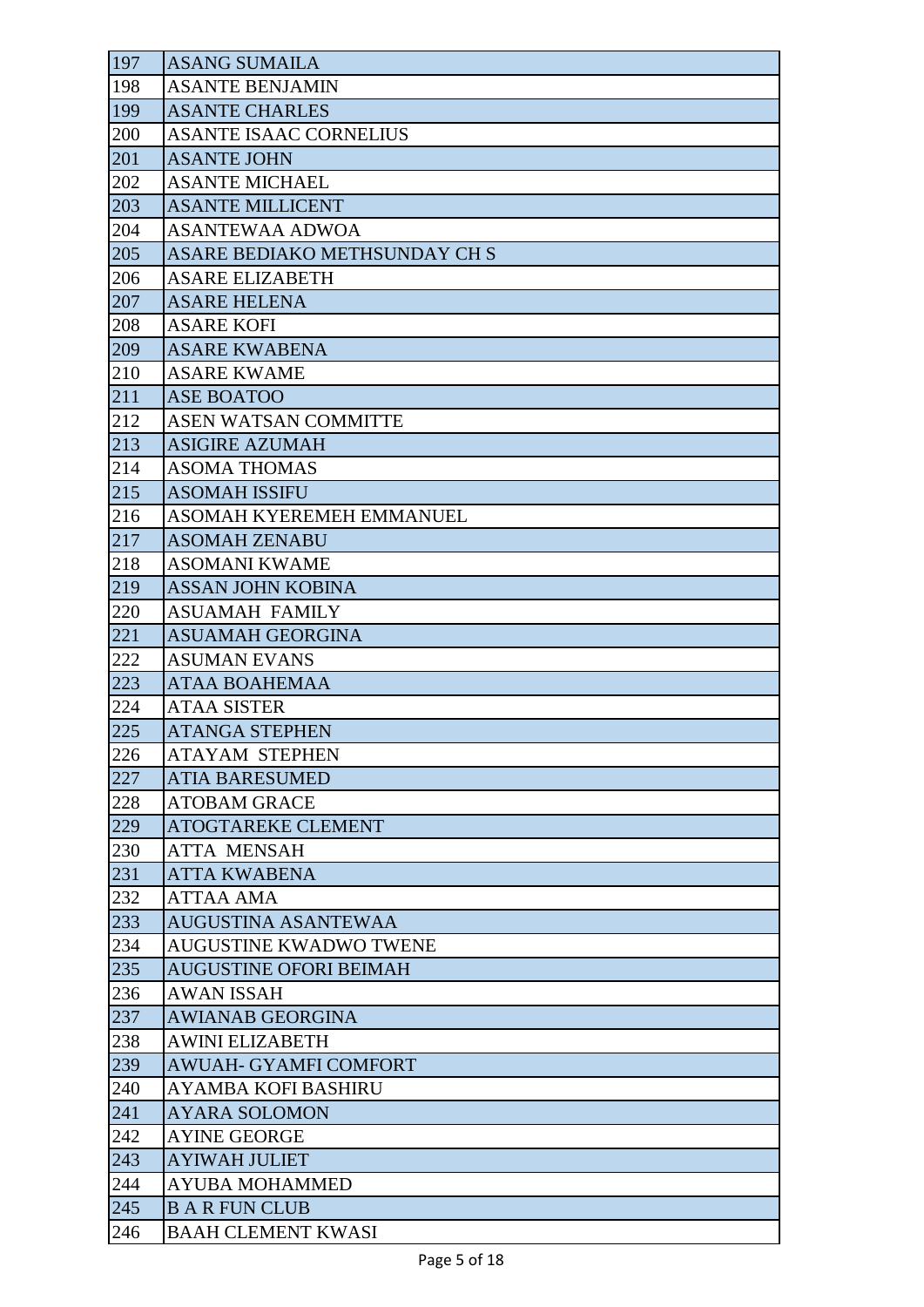| | |
|---|---|
| 197 | ASANG SUMAILA |
| 198 | ASANTE BENJAMIN |
| 199 | ASANTE CHARLES |
| 200 | ASANTE ISAAC CORNELIUS |
| 201 | ASANTE JOHN |
| 202 | ASANTE MICHAEL |
| 203 | ASANTE MILLICENT |
| 204 | ASANTEWAA ADWOA |
| 205 | ASARE BEDIAKO METHSUNDAY CH S |
| 206 | ASARE ELIZABETH |
| 207 | ASARE HELENA |
| 208 | ASARE KOFI |
| 209 | ASARE KWABENA |
| 210 | ASARE KWAME |
| 211 | ASE BOATOO |
| 212 | ASEN WATSAN COMMITTE |
| 213 | ASIGIRE AZUMAH |
| 214 | ASOMA THOMAS |
| 215 | ASOMAH ISSIFU |
| 216 | ASOMAH KYEREMEH EMMANUEL |
| 217 | ASOMAH ZENABU |
| 218 | ASOMANI KWAME |
| 219 | ASSAN JOHN KOBINA |
| 220 | ASUAMAH FAMILY |
| 221 | ASUAMAH GEORGINA |
| 222 | ASUMAN EVANS |
| 223 | ATAA BOAHEMAA |
| 224 | ATAA SISTER |
| 225 | ATANGA STEPHEN |
| 226 | ATAYAM STEPHEN |
| 227 | ATIA BARESUMED |
| 228 | ATOBAM GRACE |
| 229 | ATOGTAREKE CLEMENT |
| 230 | ATTA MENSAH |
| 231 | ATTA KWABENA |
| 232 | ATTAA AMA |
| 233 | AUGUSTINA ASANTEWAA |
| 234 | AUGUSTINE KWADWO TWENE |
| 235 | AUGUSTINE OFORI BEIMAH |
| 236 | AWAN ISSAH |
| 237 | AWIANAB GEORGINA |
| 238 | AWINI ELIZABETH |
| 239 | AWUAH- GYAMFI COMFORT |
| 240 | AYAMBA KOFI BASHIRU |
| 241 | AYARA SOLOMON |
| 242 | AYINE GEORGE |
| 243 | AYIWAH JULIET |
| 244 | AYUBA MOHAMMED |
| 245 | B A R FUN CLUB |
| 246 | BAAH CLEMENT KWASI |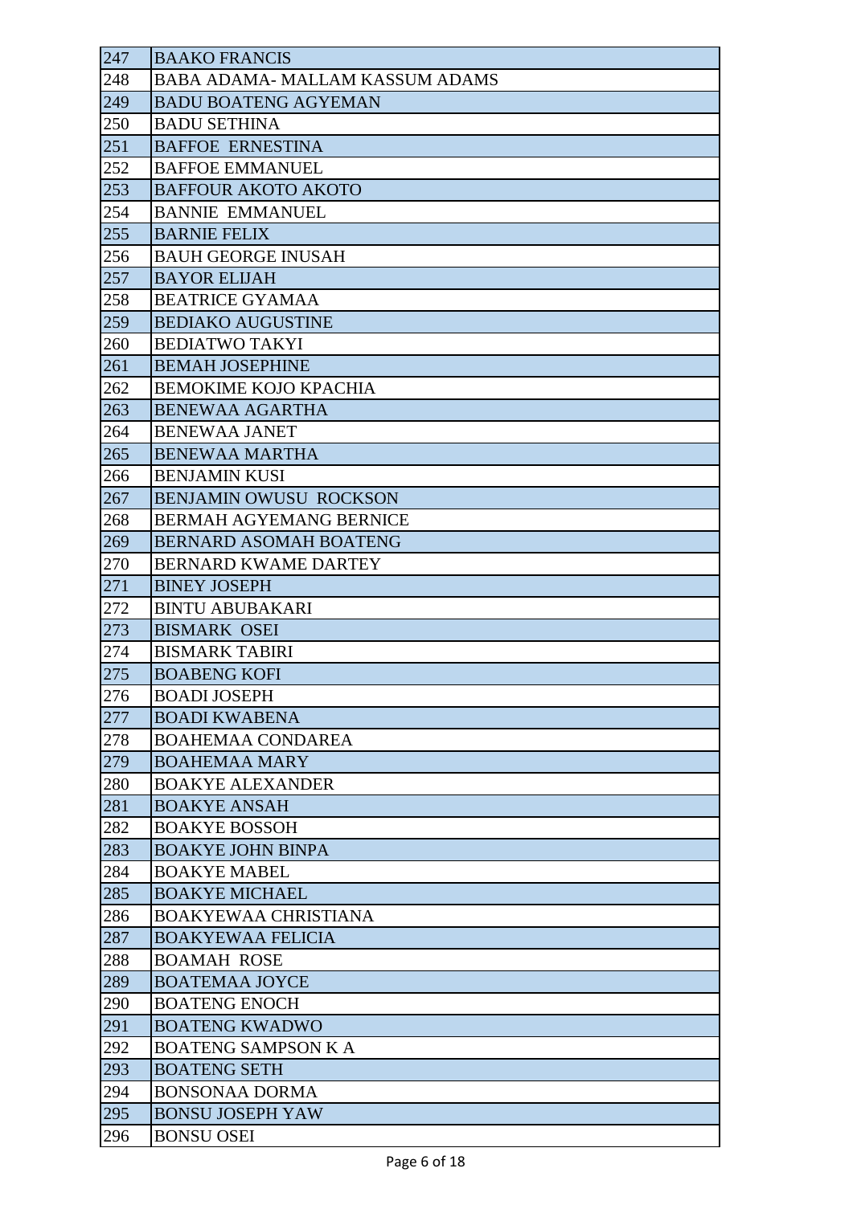| | |
|---|---|
| 247 | BAAKO FRANCIS |
| 248 | BABA ADAMA- MALLAM KASSUM ADAMS |
| 249 | BADU BOATENG AGYEMAN |
| 250 | BADU SETHINA |
| 251 | BAFFOE  ERNESTINA |
| 252 | BAFFOE EMMANUEL |
| 253 | BAFFOUR AKOTO AKOTO |
| 254 | BANNIE  EMMANUEL |
| 255 | BARNIE FELIX |
| 256 | BAUH GEORGE INUSAH |
| 257 | BAYOR ELIJAH |
| 258 | BEATRICE GYAMAA |
| 259 | BEDIAKO AUGUSTINE |
| 260 | BEDIATWO TAKYI |
| 261 | BEMAH JOSEPHINE |
| 262 | BEMOKIME KOJO KPACHIA |
| 263 | BENEWAA AGARTHA |
| 264 | BENEWAA JANET |
| 265 | BENEWAA MARTHA |
| 266 | BENJAMIN KUSI |
| 267 | BENJAMIN OWUSU  ROCKSON |
| 268 | BERMAH AGYEMANG BERNICE |
| 269 | BERNARD ASOMAH BOATENG |
| 270 | BERNARD KWAME DARTEY |
| 271 | BINEY JOSEPH |
| 272 | BINTU ABUBAKARI |
| 273 | BISMARK  OSEI |
| 274 | BISMARK TABIRI |
| 275 | BOABENG KOFI |
| 276 | BOADI JOSEPH |
| 277 | BOADI KWABENA |
| 278 | BOAHEMAA CONDAREA |
| 279 | BOAHEMAA MARY |
| 280 | BOAKYE ALEXANDER |
| 281 | BOAKYE ANSAH |
| 282 | BOAKYE BOSSOH |
| 283 | BOAKYE JOHN BINPA |
| 284 | BOAKYE MABEL |
| 285 | BOAKYE MICHAEL |
| 286 | BOAKYEWAA CHRISTIANA |
| 287 | BOAKYEWAA FELICIA |
| 288 | BOAMAH  ROSE |
| 289 | BOATEMAA JOYCE |
| 290 | BOATENG ENOCH |
| 291 | BOATENG KWADWO |
| 292 | BOATENG SAMPSON K A |
| 293 | BOATENG SETH |
| 294 | BONSONAA DORMA |
| 295 | BONSU JOSEPH YAW |
| 296 | BONSU OSEI |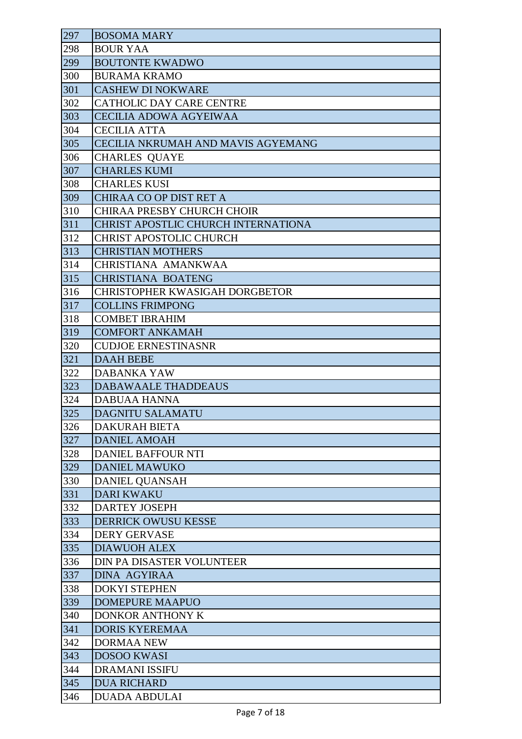| | |
|---|---|
| 297 | BOSOMA MARY |
| 298 | BOUR YAA |
| 299 | BOUTONTE KWADWO |
| 300 | BURAMA KRAMO |
| 301 | CASHEW DI NOKWARE |
| 302 | CATHOLIC DAY CARE CENTRE |
| 303 | CECILIA ADOWA AGYEIWAA |
| 304 | CECILIA ATTA |
| 305 | CECILIA NKRUMAH AND MAVIS AGYEMANG |
| 306 | CHARLES  QUAYE |
| 307 | CHARLES KUMI |
| 308 | CHARLES KUSI |
| 309 | CHIRAA CO OP DIST RET A |
| 310 | CHIRAA PRESBY CHURCH CHOIR |
| 311 | CHRIST APOSTLIC CHURCH INTERNATIONA |
| 312 | CHRIST APOSTOLIC CHURCH |
| 313 | CHRISTIAN MOTHERS |
| 314 | CHRISTIANA  AMANKWAA |
| 315 | CHRISTIANA  BOATENG |
| 316 | CHRISTOPHER KWASIGAH DORGBETOR |
| 317 | COLLINS FRIMPONG |
| 318 | COMBET IBRAHIM |
| 319 | COMFORT ANKAMAH |
| 320 | CUDJOE ERNESTINASNR |
| 321 | DAAH BEBE |
| 322 | DABANKA YAW |
| 323 | DABAWAALE THADDEAUS |
| 324 | DABUAA HANNA |
| 325 | DAGNITU SALAMATU |
| 326 | DAKURAH BIETA |
| 327 | DANIEL AMOAH |
| 328 | DANIEL BAFFOUR NTI |
| 329 | DANIEL MAWUKO |
| 330 | DANIEL QUANSAH |
| 331 | DARI KWAKU |
| 332 | DARTEY JOSEPH |
| 333 | DERRICK OWUSU KESSE |
| 334 | DERY GERVASE |
| 335 | DIAWUOH ALEX |
| 336 | DIN PA DISASTER VOLUNTEER |
| 337 | DINA  AGYIRAA |
| 338 | DOKYI STEPHEN |
| 339 | DOMEPURE MAAPUO |
| 340 | DONKOR ANTHONY K |
| 341 | DORIS KYEREMAA |
| 342 | DORMAA NEW |
| 343 | DOSOO KWASI |
| 344 | DRAMANI ISSIFU |
| 345 | DUA RICHARD |
| 346 | DUADA ABDULAI |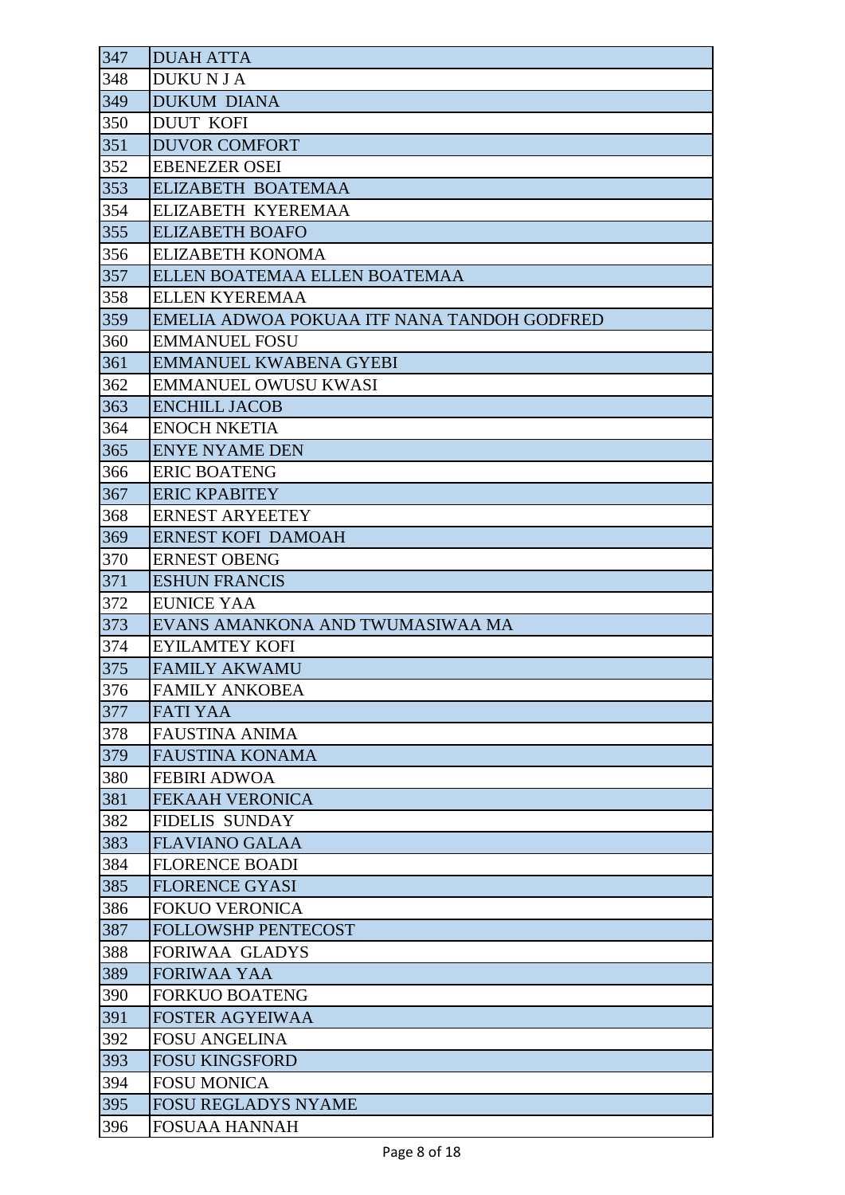| | |
|---|---|
| 347 | DUAH ATTA |
| 348 | DUKU N J A |
| 349 | DUKUM DIANA |
| 350 | DUUT KOFI |
| 351 | DUVOR COMFORT |
| 352 | EBENEZER OSEI |
| 353 | ELIZABETH BOATEMAA |
| 354 | ELIZABETH KYEREMAA |
| 355 | ELIZABETH BOAFO |
| 356 | ELIZABETH KONOMA |
| 357 | ELLEN BOATEMAA ELLEN BOATEMAA |
| 358 | ELLEN KYEREMAA |
| 359 | EMELIA ADWOA POKUAA ITF NANA TANDOH GODFRED |
| 360 | EMMANUEL FOSU |
| 361 | EMMANUEL KWABENA GYEBI |
| 362 | EMMANUEL OWUSU KWASI |
| 363 | ENCHILL JACOB |
| 364 | ENOCH NKETIA |
| 365 | ENYE NYAME DEN |
| 366 | ERIC BOATENG |
| 367 | ERIC KPABITEY |
| 368 | ERNEST ARYEETEY |
| 369 | ERNEST KOFI DAMOAH |
| 370 | ERNEST OBENG |
| 371 | ESHUN FRANCIS |
| 372 | EUNICE YAA |
| 373 | EVANS AMANKONA AND TWUMASIWAA MA |
| 374 | EYILAMTEY KOFI |
| 375 | FAMILY AKWAMU |
| 376 | FAMILY ANKOBEA |
| 377 | FATI YAA |
| 378 | FAUSTINA ANIMA |
| 379 | FAUSTINA KONAMA |
| 380 | FEBIRI ADWOA |
| 381 | FEKAAH VERONICA |
| 382 | FIDELIS SUNDAY |
| 383 | FLAVIANO GALAA |
| 384 | FLORENCE BOADI |
| 385 | FLORENCE GYASI |
| 386 | FOKUO VERONICA |
| 387 | FOLLOWSHP PENTECOST |
| 388 | FORIWAA GLADYS |
| 389 | FORIWAA YAA |
| 390 | FORKUO BOATENG |
| 391 | FOSTER AGYEIWAA |
| 392 | FOSU ANGELINA |
| 393 | FOSU KINGSFORD |
| 394 | FOSU MONICA |
| 395 | FOSU REGLADYS NYAME |
| 396 | FOSUAA HANNAH |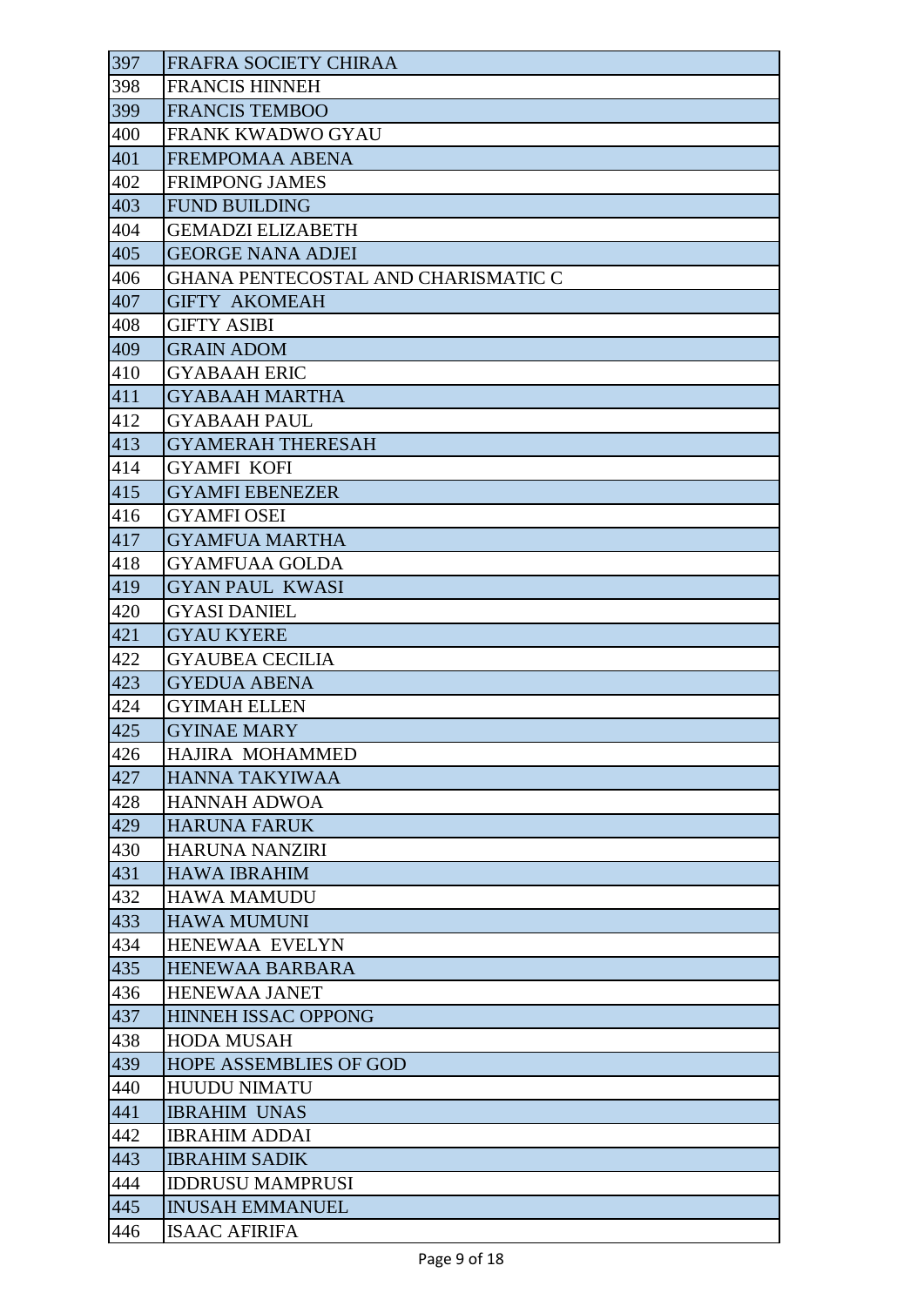| | |
|---|---|
| 397 | FRAFRA SOCIETY CHIRAA |
| 398 | FRANCIS HINNEH |
| 399 | FRANCIS TEMBOO |
| 400 | FRANK KWADWO GYAU |
| 401 | FREMPOMAA ABENA |
| 402 | FRIMPONG JAMES |
| 403 | FUND BUILDING |
| 404 | GEMADZI ELIZABETH |
| 405 | GEORGE NANA ADJEI |
| 406 | GHANA PENTECOSTAL AND CHARISMATIC C |
| 407 | GIFTY AKOMEAH |
| 408 | GIFTY ASIBI |
| 409 | GRAIN ADOM |
| 410 | GYABAAH ERIC |
| 411 | GYABAAH MARTHA |
| 412 | GYABAAH PAUL |
| 413 | GYAMERAH THERESAH |
| 414 | GYAMFI KOFI |
| 415 | GYAMFI EBENEZER |
| 416 | GYAMFI OSEI |
| 417 | GYAMFUA MARTHA |
| 418 | GYAMFUAA GOLDA |
| 419 | GYAN PAUL KWASI |
| 420 | GYASI DANIEL |
| 421 | GYAU KYERE |
| 422 | GYAUBEA CECILIA |
| 423 | GYEDUA ABENA |
| 424 | GYIMAH ELLEN |
| 425 | GYINAE MARY |
| 426 | HAJIRA MOHAMMED |
| 427 | HANNA TAKYIWAA |
| 428 | HANNAH ADWOA |
| 429 | HARUNA FARUK |
| 430 | HARUNA NANZIRI |
| 431 | HAWA IBRAHIM |
| 432 | HAWA MAMUDU |
| 433 | HAWA MUMUNI |
| 434 | HENEWAA EVELYN |
| 435 | HENEWAA BARBARA |
| 436 | HENEWAA JANET |
| 437 | HINNEH ISSAC OPPONG |
| 438 | HODA MUSAH |
| 439 | HOPE ASSEMBLIES OF GOD |
| 440 | HUUDU NIMATU |
| 441 | IBRAHIM UNAS |
| 442 | IBRAHIM ADDAI |
| 443 | IBRAHIM SADIK |
| 444 | IDDRUSU MAMPRUSI |
| 445 | INUSAH EMMANUEL |
| 446 | ISAAC AFIRIFA |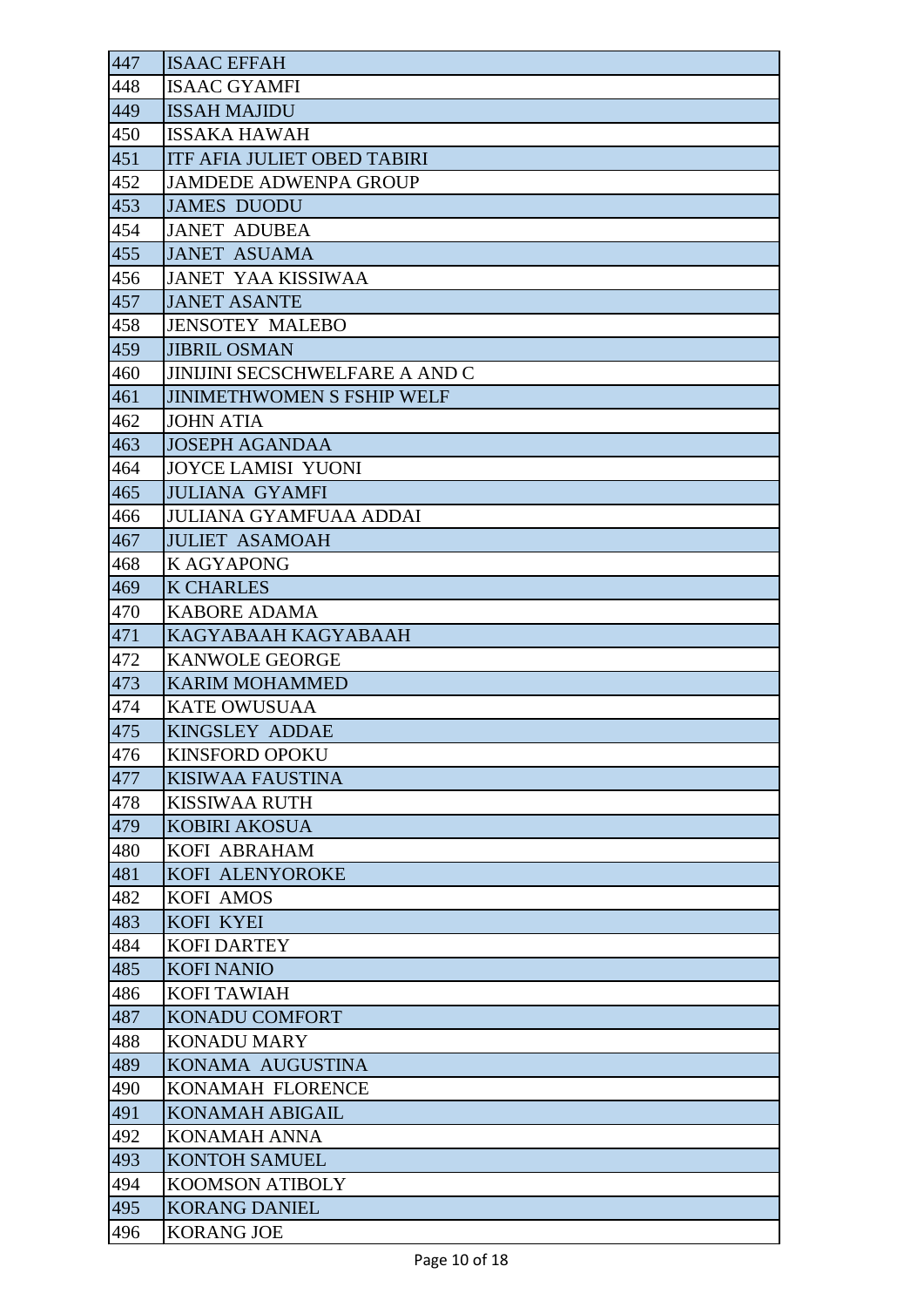| | |
|---|---|
| 447 | ISAAC EFFAH |
| 448 | ISAAC GYAMFI |
| 449 | ISSAH MAJIDU |
| 450 | ISSAKA HAWAH |
| 451 | ITF AFIA JULIET OBED TABIRI |
| 452 | JAMDEDE ADWENPA GROUP |
| 453 | JAMES DUODU |
| 454 | JANET ADUBEA |
| 455 | JANET ASUAMA |
| 456 | JANET YAA KISSIWAA |
| 457 | JANET ASANTE |
| 458 | JENSOTEY MALEBO |
| 459 | JIBRIL OSMAN |
| 460 | JINIJINI SECSCHWELFARE A AND C |
| 461 | JINIMETHWOMEN S FSHIP WELF |
| 462 | JOHN ATIA |
| 463 | JOSEPH AGANDAA |
| 464 | JOYCE LAMISI YUONI |
| 465 | JULIANA GYAMFI |
| 466 | JULIANA GYAMFUAA ADDAI |
| 467 | JULIET ASAMOAH |
| 468 | K AGYAPONG |
| 469 | K CHARLES |
| 470 | KABORE ADAMA |
| 471 | KAGYABAAH KAGYABAAH |
| 472 | KANWOLE GEORGE |
| 473 | KARIM MOHAMMED |
| 474 | KATE OWUSUAA |
| 475 | KINGSLEY ADDAE |
| 476 | KINSFORD OPOKU |
| 477 | KISIWAA FAUSTINA |
| 478 | KISSIWAA RUTH |
| 479 | KOBIRI AKOSUA |
| 480 | KOFI ABRAHAM |
| 481 | KOFI ALENYOROKE |
| 482 | KOFI AMOS |
| 483 | KOFI KYEI |
| 484 | KOFI DARTEY |
| 485 | KOFI NANIO |
| 486 | KOFI TAWIAH |
| 487 | KONADU COMFORT |
| 488 | KONADU MARY |
| 489 | KONAMA AUGUSTINA |
| 490 | KONAMAH FLORENCE |
| 491 | KONAMAH ABIGAIL |
| 492 | KONAMAH ANNA |
| 493 | KONTOH SAMUEL |
| 494 | KOOMSON ATIBOLY |
| 495 | KORANG DANIEL |
| 496 | KORANG JOE |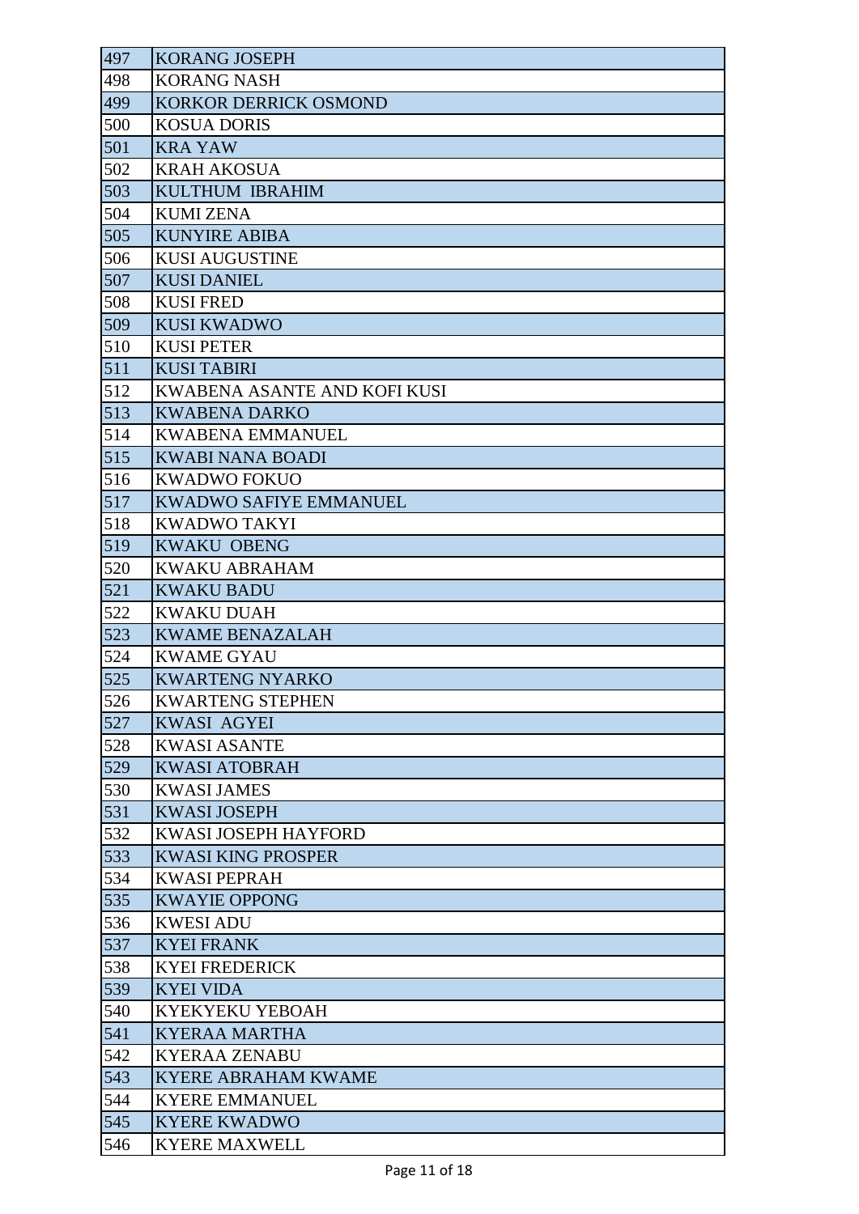| | |
|---|---|
| 497 | KORANG JOSEPH |
| 498 | KORANG NASH |
| 499 | KORKOR DERRICK OSMOND |
| 500 | KOSUA DORIS |
| 501 | KRA YAW |
| 502 | KRAH AKOSUA |
| 503 | KULTHUM IBRAHIM |
| 504 | KUMI ZENA |
| 505 | KUNYIRE ABIBA |
| 506 | KUSI AUGUSTINE |
| 507 | KUSI DANIEL |
| 508 | KUSI FRED |
| 509 | KUSI KWADWO |
| 510 | KUSI PETER |
| 511 | KUSI TABIRI |
| 512 | KWABENA ASANTE AND KOFI KUSI |
| 513 | KWABENA DARKO |
| 514 | KWABENA EMMANUEL |
| 515 | KWABI NANA BOADI |
| 516 | KWADWO FOKUO |
| 517 | KWADWO SAFIYE EMMANUEL |
| 518 | KWADWO TAKYI |
| 519 | KWAKU OBENG |
| 520 | KWAKU ABRAHAM |
| 521 | KWAKU BADU |
| 522 | KWAKU DUAH |
| 523 | KWAME BENAZALAH |
| 524 | KWAME GYAU |
| 525 | KWARTENG NYARKO |
| 526 | KWARTENG STEPHEN |
| 527 | KWASI AGYEI |
| 528 | KWASI ASANTE |
| 529 | KWASI ATOBRAH |
| 530 | KWASI JAMES |
| 531 | KWASI JOSEPH |
| 532 | KWASI JOSEPH HAYFORD |
| 533 | KWASI KING PROSPER |
| 534 | KWASI PEPRAH |
| 535 | KWAYIE OPPONG |
| 536 | KWESI ADU |
| 537 | KYEI FRANK |
| 538 | KYEI FREDERICK |
| 539 | KYEI VIDA |
| 540 | KYEKYEKU YEBOAH |
| 541 | KYERAA MARTHA |
| 542 | KYERAA ZENABU |
| 543 | KYERE ABRAHAM KWAME |
| 544 | KYERE EMMANUEL |
| 545 | KYERE KWADWO |
| 546 | KYERE MAXWELL |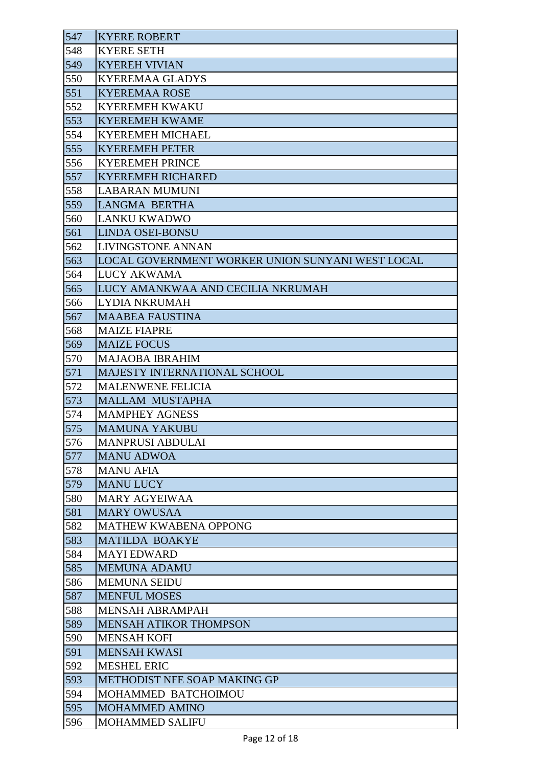| | |
|---|---|
| 547 | KYERE ROBERT |
| 548 | KYERE SETH |
| 549 | KYEREH VIVIAN |
| 550 | KYEREMAA GLADYS |
| 551 | KYEREMAA ROSE |
| 552 | KYEREMEH KWAKU |
| 553 | KYEREMEH KWAME |
| 554 | KYEREMEH MICHAEL |
| 555 | KYEREMEH PETER |
| 556 | KYEREMEH PRINCE |
| 557 | KYEREMEH RICHARED |
| 558 | LABARAN MUMUNI |
| 559 | LANGMA BERTHA |
| 560 | LANKU KWADWO |
| 561 | LINDA OSEI-BONSU |
| 562 | LIVINGSTONE ANNAN |
| 563 | LOCAL GOVERNMENT WORKER UNION SUNYANI WEST LOCAL |
| 564 | LUCY AKWAMA |
| 565 | LUCY AMANKWAA AND CECILIA NKRUMAH |
| 566 | LYDIA NKRUMAH |
| 567 | MAABEA FAUSTINA |
| 568 | MAIZE FIAPRE |
| 569 | MAIZE FOCUS |
| 570 | MAJAOBA IBRAHIM |
| 571 | MAJESTY INTERNATIONAL SCHOOL |
| 572 | MALENWENE FELICIA |
| 573 | MALLAM MUSTAPHA |
| 574 | MAMPHEY AGNESS |
| 575 | MAMUNA YAKUBU |
| 576 | MANPRUSI ABDULAI |
| 577 | MANU ADWOA |
| 578 | MANU AFIA |
| 579 | MANU LUCY |
| 580 | MARY AGYEIWAA |
| 581 | MARY OWUSAA |
| 582 | MATHEW KWABENA OPPONG |
| 583 | MATILDA BOAKYE |
| 584 | MAYI EDWARD |
| 585 | MEMUNA ADAMU |
| 586 | MEMUNA SEIDU |
| 587 | MENFUL MOSES |
| 588 | MENSAH ABRAMPAH |
| 589 | MENSAH ATIKOR THOMPSON |
| 590 | MENSAH KOFI |
| 591 | MENSAH KWASI |
| 592 | MESHEL ERIC |
| 593 | METHODIST NFE SOAP MAKING GP |
| 594 | MOHAMMED BATCHOIMOU |
| 595 | MOHAMMED AMINO |
| 596 | MOHAMMED SALIFU |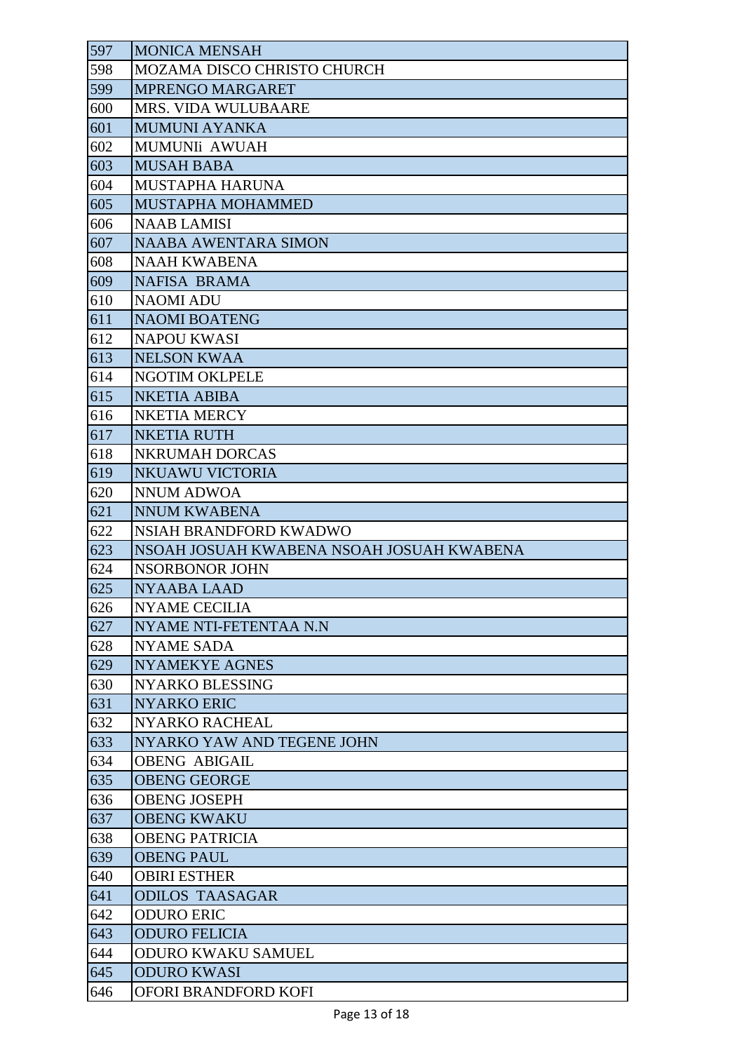| | |
|---|---|
| 597 | MONICA MENSAH |
| 598 | MOZAMA DISCO CHRISTO CHURCH |
| 599 | MPRENGO MARGARET |
| 600 | MRS. VIDA WULUBAARE |
| 601 | MUMUNI AYANKA |
| 602 | MUMUNIi AWUAH |
| 603 | MUSAH BABA |
| 604 | MUSTAPHA HARUNA |
| 605 | MUSTAPHA MOHAMMED |
| 606 | NAAB LAMISI |
| 607 | NAABA AWENTARA SIMON |
| 608 | NAAH KWABENA |
| 609 | NAFISA BRAMA |
| 610 | NAOMI ADU |
| 611 | NAOMI BOATENG |
| 612 | NAPOU KWASI |
| 613 | NELSON KWAA |
| 614 | NGOTIM OKLPELE |
| 615 | NKETIA ABIBA |
| 616 | NKETIA MERCY |
| 617 | NKETIA RUTH |
| 618 | NKRUMAH DORCAS |
| 619 | NKUAWU VICTORIA |
| 620 | NNUM ADWOA |
| 621 | NNUM KWABENA |
| 622 | NSIAH BRANDFORD KWADWO |
| 623 | NSOAH JOSUAH KWABENA NSOAH JOSUAH KWABENA |
| 624 | NSORBONOR JOHN |
| 625 | NYAABA LAAD |
| 626 | NYAME CECILIA |
| 627 | NYAME NTI-FETENTAA N.N |
| 628 | NYAME SADA |
| 629 | NYAMEKYE AGNES |
| 630 | NYARKO BLESSING |
| 631 | NYARKO ERIC |
| 632 | NYARKO RACHEAL |
| 633 | NYARKO YAW AND TEGENE JOHN |
| 634 | OBENG ABIGAIL |
| 635 | OBENG GEORGE |
| 636 | OBENG JOSEPH |
| 637 | OBENG KWAKU |
| 638 | OBENG PATRICIA |
| 639 | OBENG PAUL |
| 640 | OBIRI ESTHER |
| 641 | ODILOS TAASAGAR |
| 642 | ODURO ERIC |
| 643 | ODURO FELICIA |
| 644 | ODURO KWAKU SAMUEL |
| 645 | ODURO KWASI |
| 646 | OFORI BRANDFORD KOFI |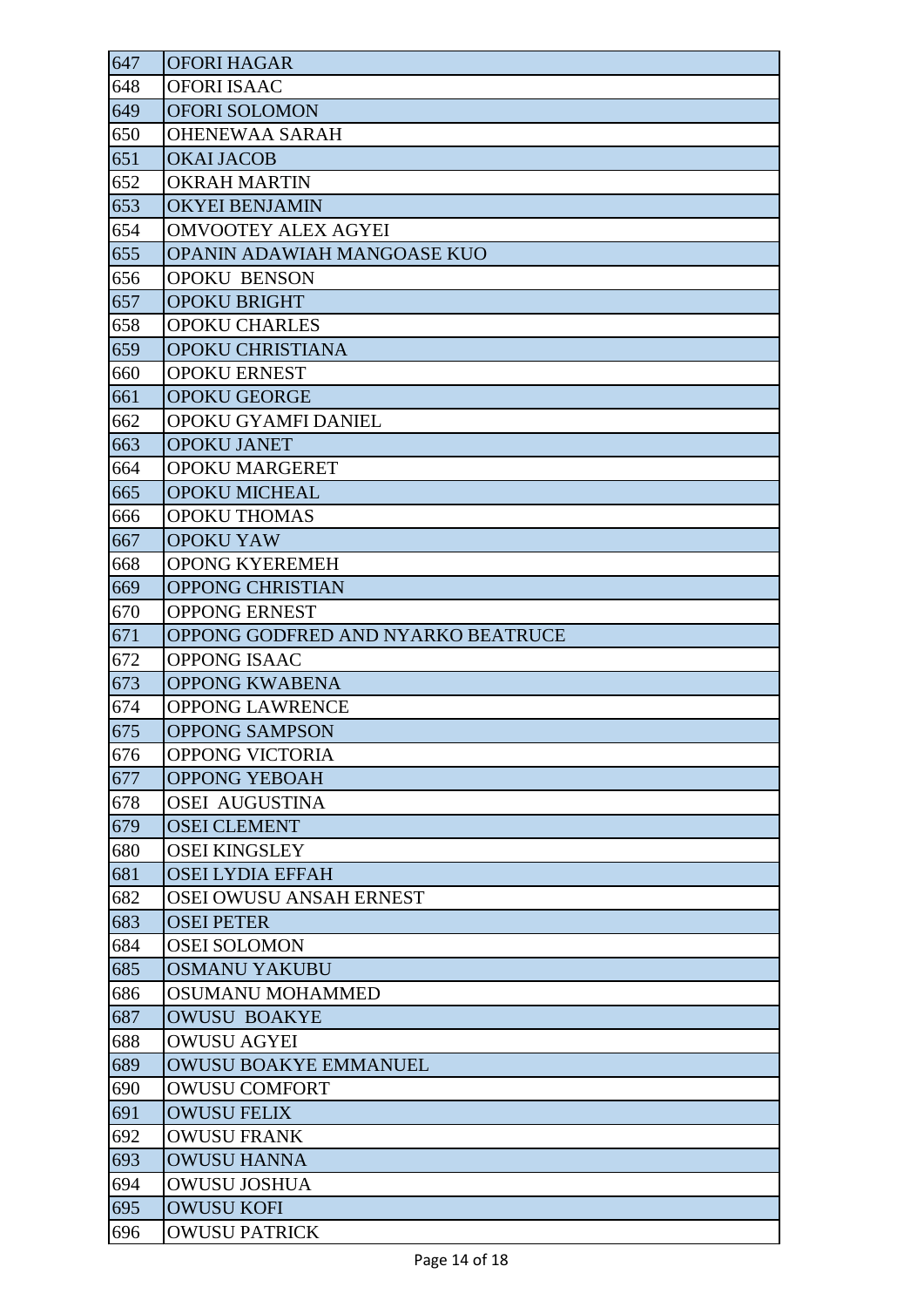| | |
|---|---|
| 647 | OFORI HAGAR |
| 648 | OFORI ISAAC |
| 649 | OFORI SOLOMON |
| 650 | OHENEWAA SARAH |
| 651 | OKAI JACOB |
| 652 | OKRAH MARTIN |
| 653 | OKYEI BENJAMIN |
| 654 | OMVOOTEY ALEX AGYEI |
| 655 | OPANIN ADAWIAH MANGOASE KUO |
| 656 | OPOKU BENSON |
| 657 | OPOKU BRIGHT |
| 658 | OPOKU CHARLES |
| 659 | OPOKU CHRISTIANA |
| 660 | OPOKU ERNEST |
| 661 | OPOKU GEORGE |
| 662 | OPOKU GYAMFI DANIEL |
| 663 | OPOKU JANET |
| 664 | OPOKU MARGERET |
| 665 | OPOKU MICHEAL |
| 666 | OPOKU THOMAS |
| 667 | OPOKU YAW |
| 668 | OPONG KYEREMEH |
| 669 | OPPONG CHRISTIAN |
| 670 | OPPONG ERNEST |
| 671 | OPPONG GODFRED AND NYARKO BEATRUCE |
| 672 | OPPONG ISAAC |
| 673 | OPPONG KWABENA |
| 674 | OPPONG LAWRENCE |
| 675 | OPPONG SAMPSON |
| 676 | OPPONG VICTORIA |
| 677 | OPPONG YEBOAH |
| 678 | OSEI AUGUSTINA |
| 679 | OSEI CLEMENT |
| 680 | OSEI KINGSLEY |
| 681 | OSEI LYDIA EFFAH |
| 682 | OSEI OWUSU ANSAH ERNEST |
| 683 | OSEI PETER |
| 684 | OSEI SOLOMON |
| 685 | OSMANU YAKUBU |
| 686 | OSUMANU MOHAMMED |
| 687 | OWUSU BOAKYE |
| 688 | OWUSU AGYEI |
| 689 | OWUSU BOAKYE EMMANUEL |
| 690 | OWUSU COMFORT |
| 691 | OWUSU FELIX |
| 692 | OWUSU FRANK |
| 693 | OWUSU HANNA |
| 694 | OWUSU JOSHUA |
| 695 | OWUSU KOFI |
| 696 | OWUSU PATRICK |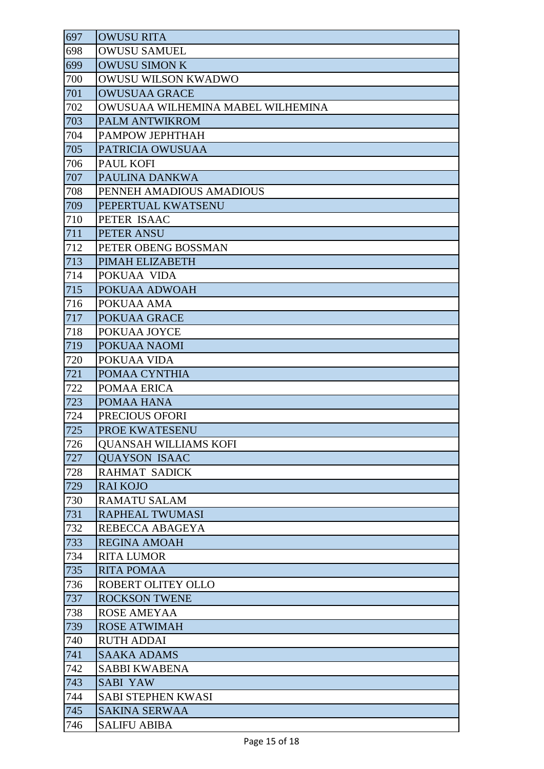| | |
|---|---|
| 697 | OWUSU RITA |
| 698 | OWUSU SAMUEL |
| 699 | OWUSU SIMON K |
| 700 | OWUSU WILSON KWADWO |
| 701 | OWUSUAA GRACE |
| 702 | OWUSUAA WILHEMINA MABEL WILHEMINA |
| 703 | PALM ANTWIKROM |
| 704 | PAMPOW JEPHTHAH |
| 705 | PATRICIA OWUSUAA |
| 706 | PAUL KOFI |
| 707 | PAULINA DANKWA |
| 708 | PENNEH AMADIOUS AMADIOUS |
| 709 | PEPERTUAL KWATSENU |
| 710 | PETER ISAAC |
| 711 | PETER ANSU |
| 712 | PETER OBENG BOSSMAN |
| 713 | PIMAH ELIZABETH |
| 714 | POKUAA VIDA |
| 715 | POKUAA ADWOAH |
| 716 | POKUAA AMA |
| 717 | POKUAA GRACE |
| 718 | POKUAA JOYCE |
| 719 | POKUAA NAOMI |
| 720 | POKUAA VIDA |
| 721 | POMAA CYNTHIA |
| 722 | POMAA ERICA |
| 723 | POMAA HANA |
| 724 | PRECIOUS OFORI |
| 725 | PROE KWATESENU |
| 726 | QUANSAH WILLIAMS KOFI |
| 727 | QUAYSON ISAAC |
| 728 | RAHMAT SADICK |
| 729 | RAI KOJO |
| 730 | RAMATU SALAM |
| 731 | RAPHEAL TWUMASI |
| 732 | REBECCA ABAGEYA |
| 733 | REGINA AMOAH |
| 734 | RITA LUMOR |
| 735 | RITA POMAA |
| 736 | ROBERT OLITEY OLLO |
| 737 | ROCKSON TWENE |
| 738 | ROSE AMEYAA |
| 739 | ROSE ATWIMAH |
| 740 | RUTH ADDAI |
| 741 | SAAKA ADAMS |
| 742 | SABBI KWABENA |
| 743 | SABI YAW |
| 744 | SABI STEPHEN KWASI |
| 745 | SAKINA SERWAA |
| 746 | SALIFU ABIBA |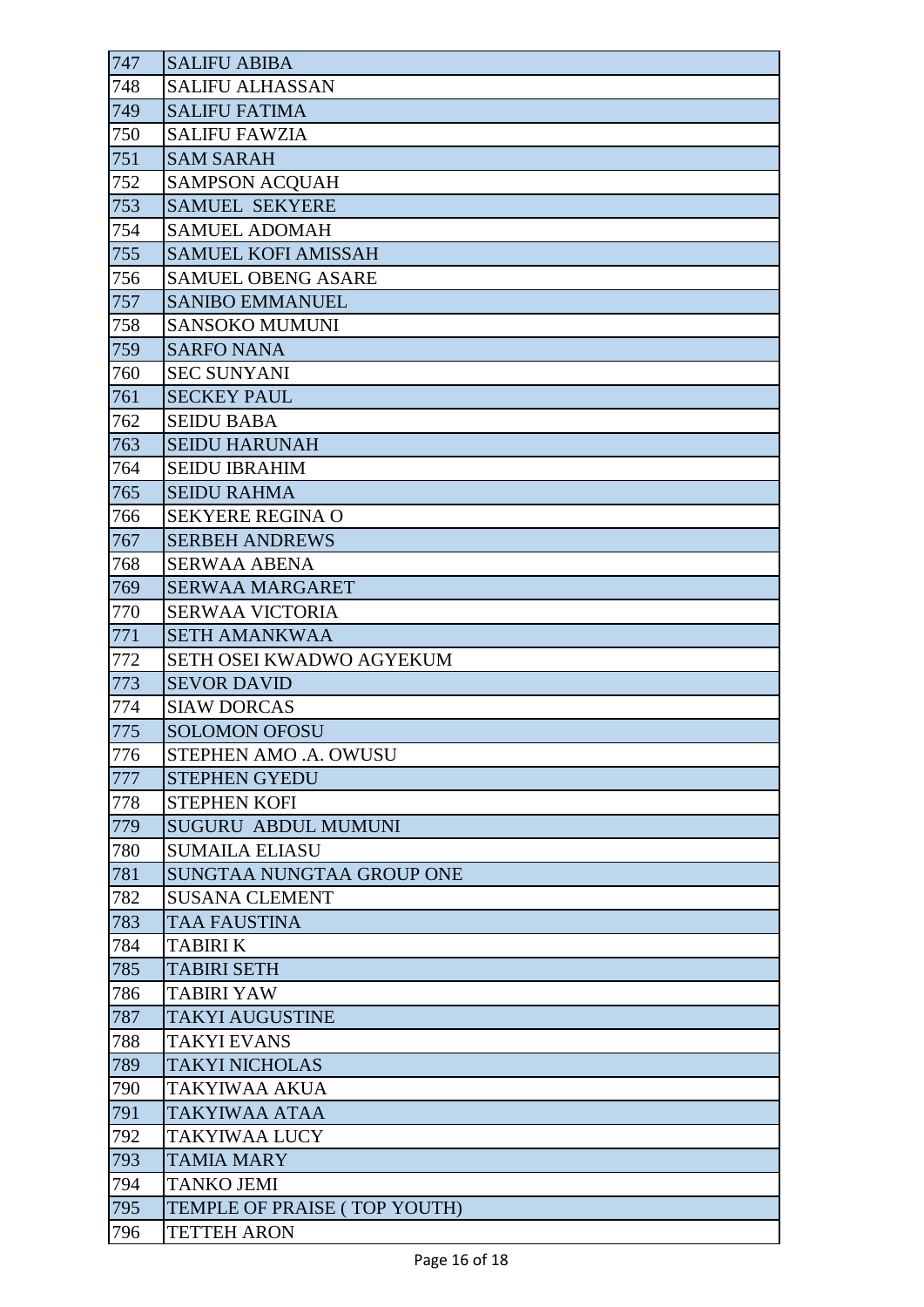| | |
|---|---|
| 747 | SALIFU ABIBA |
| 748 | SALIFU ALHASSAN |
| 749 | SALIFU FATIMA |
| 750 | SALIFU FAWZIA |
| 751 | SAM SARAH |
| 752 | SAMPSON ACQUAH |
| 753 | SAMUEL  SEKYERE |
| 754 | SAMUEL ADOMAH |
| 755 | SAMUEL KOFI AMISSAH |
| 756 | SAMUEL OBENG ASARE |
| 757 | SANIBO EMMANUEL |
| 758 | SANSOKO MUMUNI |
| 759 | SARFO NANA |
| 760 | SEC SUNYANI |
| 761 | SECKEY PAUL |
| 762 | SEIDU BABA |
| 763 | SEIDU HARUNAH |
| 764 | SEIDU IBRAHIM |
| 765 | SEIDU RAHMA |
| 766 | SEKYERE REGINA O |
| 767 | SERBEH ANDREWS |
| 768 | SERWAA ABENA |
| 769 | SERWAA MARGARET |
| 770 | SERWAA VICTORIA |
| 771 | SETH AMANKWAA |
| 772 | SETH OSEI KWADWO AGYEKUM |
| 773 | SEVOR DAVID |
| 774 | SIAW DORCAS |
| 775 | SOLOMON OFOSU |
| 776 | STEPHEN AMO .A. OWUSU |
| 777 | STEPHEN GYEDU |
| 778 | STEPHEN KOFI |
| 779 | SUGURU  ABDUL MUMUNI |
| 780 | SUMAILA ELIASU |
| 781 | SUNGTAA NUNGTAA GROUP ONE |
| 782 | SUSANA CLEMENT |
| 783 | TAA FAUSTINA |
| 784 | TABIRI K |
| 785 | TABIRI SETH |
| 786 | TABIRI YAW |
| 787 | TAKYI AUGUSTINE |
| 788 | TAKYI EVANS |
| 789 | TAKYI NICHOLAS |
| 790 | TAKYIWAA AKUA |
| 791 | TAKYIWAA ATAA |
| 792 | TAKYIWAA LUCY |
| 793 | TAMIA MARY |
| 794 | TANKO JEMI |
| 795 | TEMPLE OF PRAISE ( TOP YOUTH) |
| 796 | TETTEH ARON |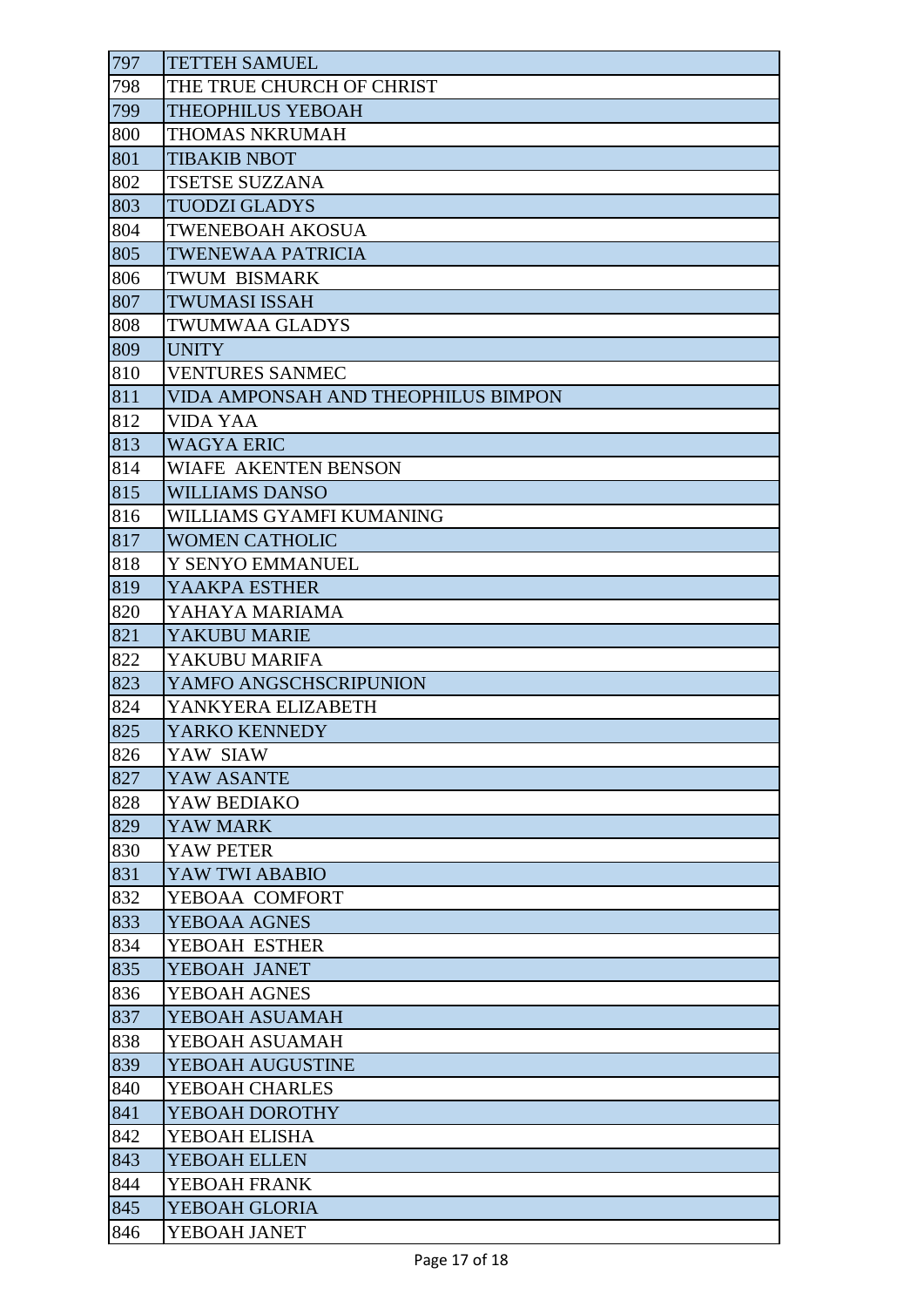| | |
|---|---|
| 797 | TETTEH SAMUEL |
| 798 | THE TRUE CHURCH OF CHRIST |
| 799 | THEOPHILUS YEBOAH |
| 800 | THOMAS NKRUMAH |
| 801 | TIBAKIB NBOT |
| 802 | TSETSE SUZZANA |
| 803 | TUODZI GLADYS |
| 804 | TWENEBOAH AKOSUA |
| 805 | TWENEWAA PATRICIA |
| 806 | TWUM BISMARK |
| 807 | TWUMASI ISSAH |
| 808 | TWUMWAA GLADYS |
| 809 | UNITY |
| 810 | VENTURES SANMEC |
| 811 | VIDA AMPONSAH AND THEOPHILUS BIMPON |
| 812 | VIDA YAA |
| 813 | WAGYA ERIC |
| 814 | WIAFE AKENTEN BENSON |
| 815 | WILLIAMS DANSO |
| 816 | WILLIAMS GYAMFI KUMANING |
| 817 | WOMEN CATHOLIC |
| 818 | Y SENYO EMMANUEL |
| 819 | YAAKPA ESTHER |
| 820 | YAHAYA MARIAMA |
| 821 | YAKUBU MARIE |
| 822 | YAKUBU MARIFA |
| 823 | YAMFO ANGSCHSCRIPUNION |
| 824 | YANKYERA ELIZABETH |
| 825 | YARKO KENNEDY |
| 826 | YAW SIAW |
| 827 | YAW ASANTE |
| 828 | YAW BEDIAKO |
| 829 | YAW MARK |
| 830 | YAW PETER |
| 831 | YAW TWI ABABIO |
| 832 | YEBOAA COMFORT |
| 833 | YEBOAA AGNES |
| 834 | YEBOAH ESTHER |
| 835 | YEBOAH JANET |
| 836 | YEBOAH AGNES |
| 837 | YEBOAH ASUAMAH |
| 838 | YEBOAH ASUAMAH |
| 839 | YEBOAH AUGUSTINE |
| 840 | YEBOAH CHARLES |
| 841 | YEBOAH DOROTHY |
| 842 | YEBOAH ELISHA |
| 843 | YEBOAH ELLEN |
| 844 | YEBOAH FRANK |
| 845 | YEBOAH GLORIA |
| 846 | YEBOAH JANET |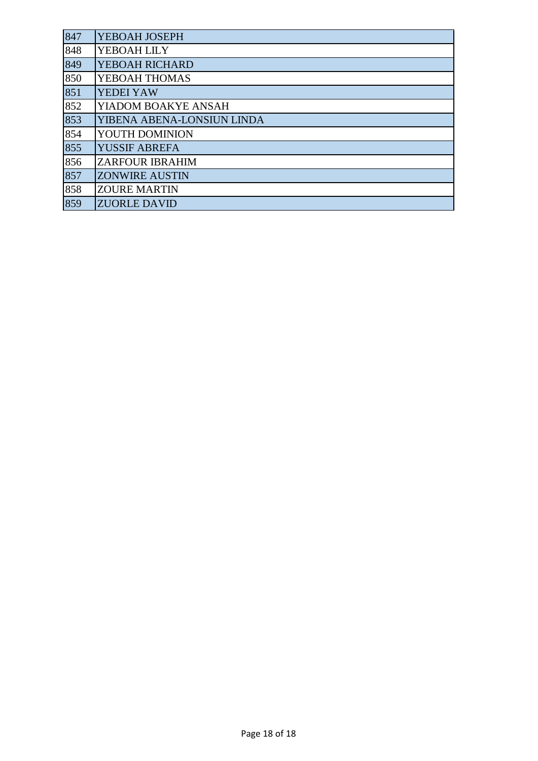| | |
|---|---|
| 847 | YEBOAH JOSEPH |
| 848 | YEBOAH LILY |
| 849 | YEBOAH RICHARD |
| 850 | YEBOAH THOMAS |
| 851 | YEDEI YAW |
| 852 | YIADOM BOAKYE ANSAH |
| 853 | YIBENA ABENA-LONSIUN LINDA |
| 854 | YOUTH DOMINION |
| 855 | YUSSIF ABREFA |
| 856 | ZARFOUR IBRAHIM |
| 857 | ZONWIRE AUSTIN |
| 858 | ZOURE MARTIN |
| 859 | ZUORLE DAVID |